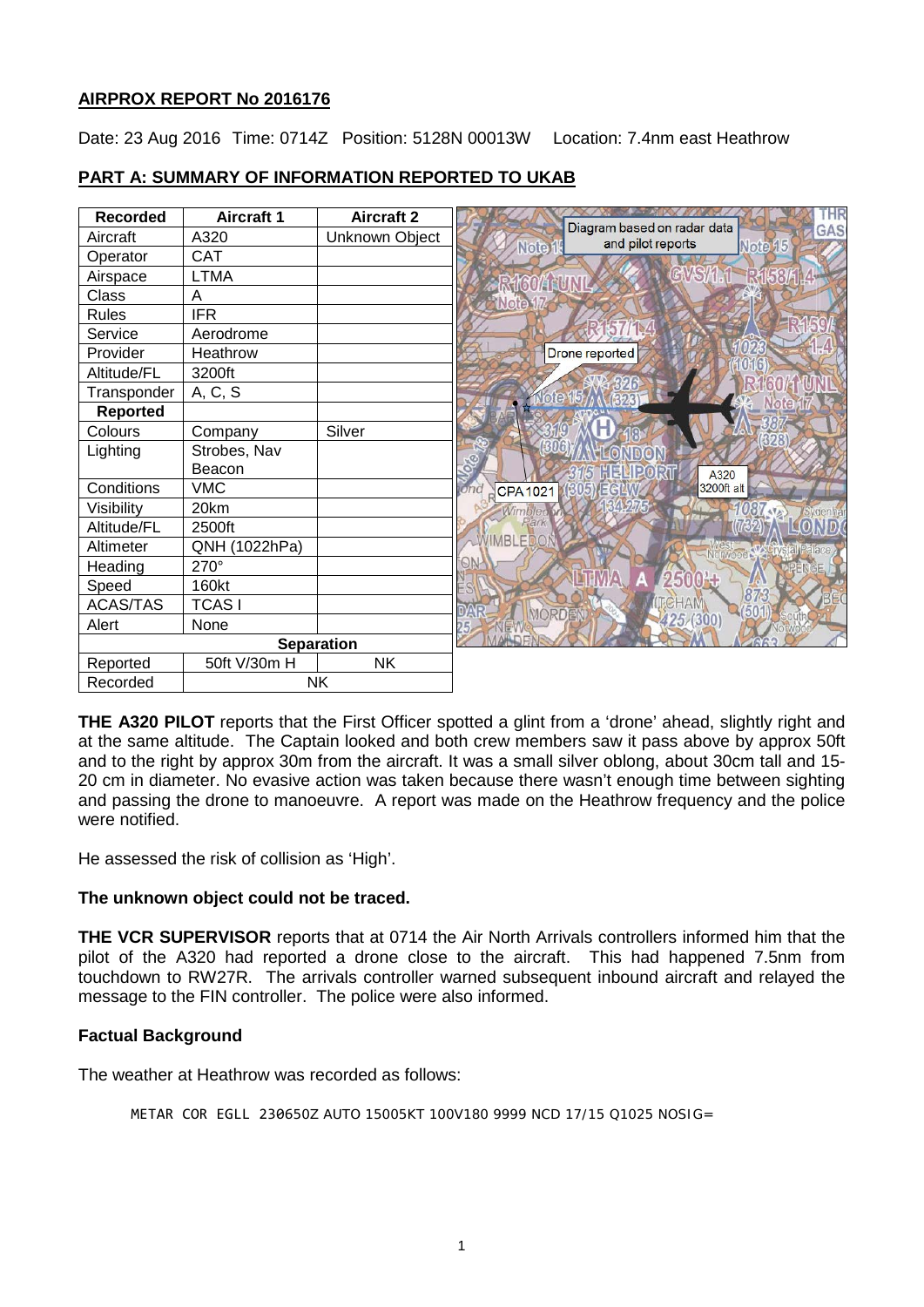**AIRPROX REPORT No 2016176**

Date: 23 Aug 2016 Time: 0714Z Position: 5128N 00013W Location: 7.4nm east Heathrow

**PART A: SUMMARY OF INFORMATION REPORTED TO UKAB**

| Recorded | Aircraft 1 | Aircraft 2 |
|---|---|---|
| Aircraft | A320 | Unknown Object |
| Operator | CAT | |
| Airspace | LTMA | |
| Class | A | |
| Rules | IFR | |
| Service | Aerodrome | |
| Provider | Heathrow | |
| Altitude/FL | 3200ft | |
| Transponder | A, C, S | |
| **Reported** | | |
| Colours | Company | Silver |
| Lighting | Strobes, Nav Beacon | |
| Conditions | VMC | |
| Visibility | 20km | |
| Altitude/FL | 2500ft | |
| Altimeter | QNH (1022hPa) | |
| Heading | 270° | |
| Speed | 160kt | |
| ACAS/TAS | TCAS I | |
| Alert | None | |
| **Separation** | | |
| Reported | 50ft V/30m H | NK |
| Recorded | NK | |

Diagram based on radar data and pilot reports

Drone reported

CPA 1021

A320 3200ft alt

**THE A320 PILOT** reports that the First Officer spotted a glint from a 'drone' ahead, slightly right and at the same altitude. The Captain looked and both crew members saw it pass above by approx 50ft and to the right by approx 30m from the aircraft. It was a small silver oblong, about 30cm tall and 15-20 cm in diameter. No evasive action was taken because there wasn't enough time between sighting and passing the drone to manoeuvre. A report was made on the Heathrow frequency and the police were notified.

He assessed the risk of collision as 'High'.

**The unknown object could not be traced.**

**THE VCR SUPERVISOR** reports that at 0714 the Air North Arrivals controllers informed him that the pilot of the A320 had reported a drone close to the aircraft. This had happened 7.5nm from touchdown to RW27R. The arrivals controller warned subsequent inbound aircraft and relayed the message to the FIN controller. The police were also informed.

**Factual Background**

The weather at Heathrow was recorded as follows:

```
METAR COR EGLL 230650Z AUTO 15005KT 100V180 9999 NCD 17/15 Q1025 NOSIG=
```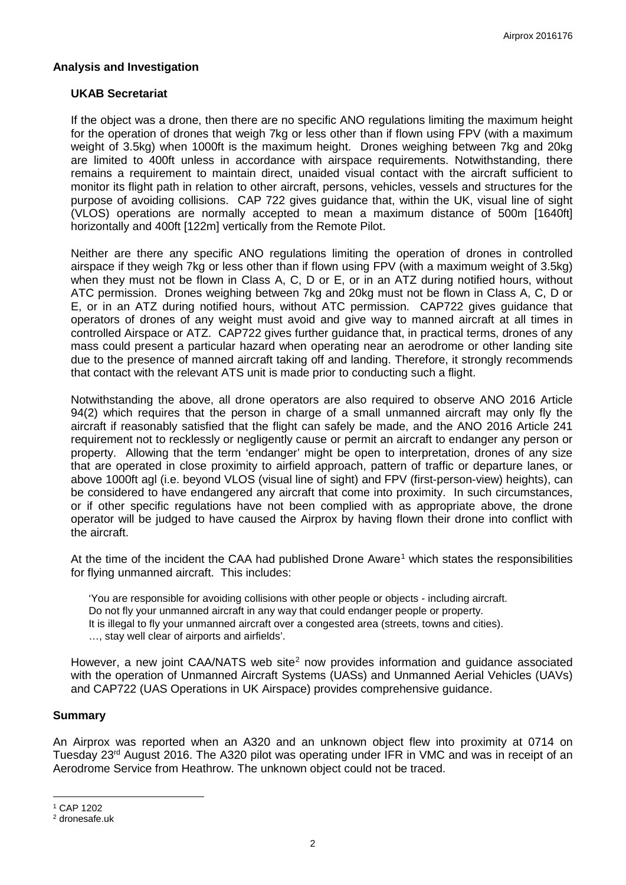## Analysis and Investigation

### UKAB Secretariat

If the object was a drone, then there are no specific ANO regulations limiting the maximum height for the operation of drones that weigh 7kg or less other than if flown using FPV (with a maximum weight of 3.5kg) when 1000ft is the maximum height. Drones weighing between 7kg and 20kg are limited to 400ft unless in accordance with airspace requirements. Notwithstanding, there remains a requirement to maintain direct, unaided visual contact with the aircraft sufficient to monitor its flight path in relation to other aircraft, persons, vehicles, vessels and structures for the purpose of avoiding collisions. CAP 722 gives guidance that, within the UK, visual line of sight (VLOS) operations are normally accepted to mean a maximum distance of 500m [1640ft] horizontally and 400ft [122m] vertically from the Remote Pilot.

Neither are there any specific ANO regulations limiting the operation of drones in controlled airspace if they weigh 7kg or less other than if flown using FPV (with a maximum weight of 3.5kg) when they must not be flown in Class A, C, D or E, or in an ATZ during notified hours, without ATC permission. Drones weighing between 7kg and 20kg must not be flown in Class A, C, D or E, or in an ATZ during notified hours, without ATC permission. CAP722 gives guidance that operators of drones of any weight must avoid and give way to manned aircraft at all times in controlled Airspace or ATZ. CAP722 gives further guidance that, in practical terms, drones of any mass could present a particular hazard when operating near an aerodrome or other landing site due to the presence of manned aircraft taking off and landing. Therefore, it strongly recommends that contact with the relevant ATS unit is made prior to conducting such a flight.

Notwithstanding the above, all drone operators are also required to observe ANO 2016 Article 94(2) which requires that the person in charge of a small unmanned aircraft may only fly the aircraft if reasonably satisfied that the flight can safely be made, and the ANO 2016 Article 241 requirement not to recklessly or negligently cause or permit an aircraft to endanger any person or property. Allowing that the term 'endanger' might be open to interpretation, drones of any size that are operated in close proximity to airfield approach, pattern of traffic or departure lanes, or above 1000ft agl (i.e. beyond VLOS (visual line of sight) and FPV (first-person-view) heights), can be considered to have endangered any aircraft that come into proximity. In such circumstances, or if other specific regulations have not been complied with as appropriate above, the drone operator will be judged to have caused the Airprox by having flown their drone into conflict with the aircraft.

At the time of the incident the CAA had published Drone Aware[1] which states the responsibilities for flying unmanned aircraft. This includes:

> 'You are responsible for avoiding collisions with other people or objects - including aircraft.
> Do not fly your unmanned aircraft in any way that could endanger people or property.
> It is illegal to fly your unmanned aircraft over a congested area (streets, towns and cities).
> …, stay well clear of airports and airfields'.

However, a new joint CAA/NATS web site[2] now provides information and guidance associated with the operation of Unmanned Aircraft Systems (UASs) and Unmanned Aerial Vehicles (UAVs) and CAP722 (UAS Operations in UK Airspace) provides comprehensive guidance.

## Summary

An Airprox was reported when an A320 and an unknown object flew into proximity at 0714 on Tuesday 23rd August 2016. The A320 pilot was operating under IFR in VMC and was in receipt of an Aerodrome Service from Heathrow. The unknown object could not be traced.

---

[1] CAP 1202

[2] dronesafe.uk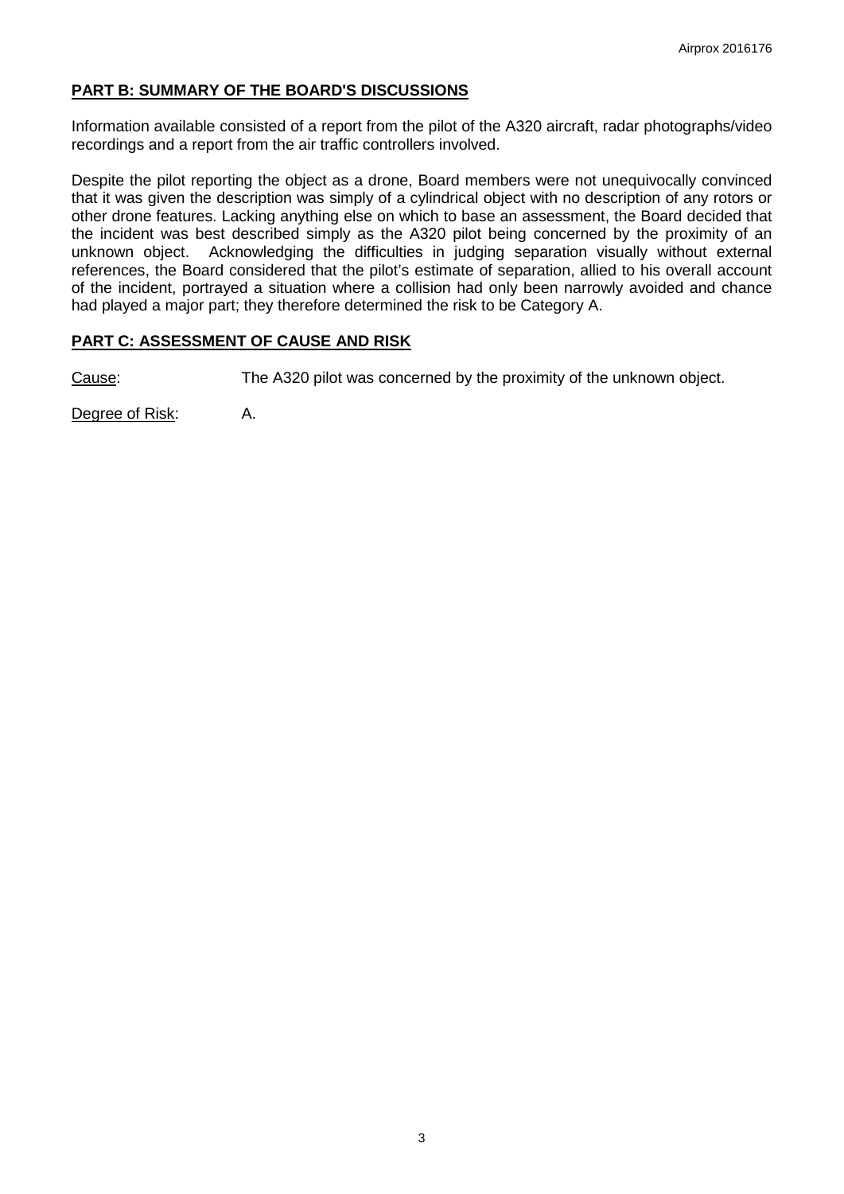## PART B: SUMMARY OF THE BOARD'S DISCUSSIONS

Information available consisted of a report from the pilot of the A320 aircraft, radar photographs/video recordings and a report from the air traffic controllers involved.

Despite the pilot reporting the object as a drone, Board members were not unequivocally convinced that it was given the description was simply of a cylindrical object with no description of any rotors or other drone features. Lacking anything else on which to base an assessment, the Board decided that the incident was best described simply as the A320 pilot being concerned by the proximity of an unknown object. Acknowledging the difficulties in judging separation visually without external references, the Board considered that the pilot's estimate of separation, allied to his overall account of the incident, portrayed a situation where a collision had only been narrowly avoided and chance had played a major part; they therefore determined the risk to be Category A.

## PART C: ASSESSMENT OF CAUSE AND RISK

Cause: The A320 pilot was concerned by the proximity of the unknown object.

Degree of Risk: A.